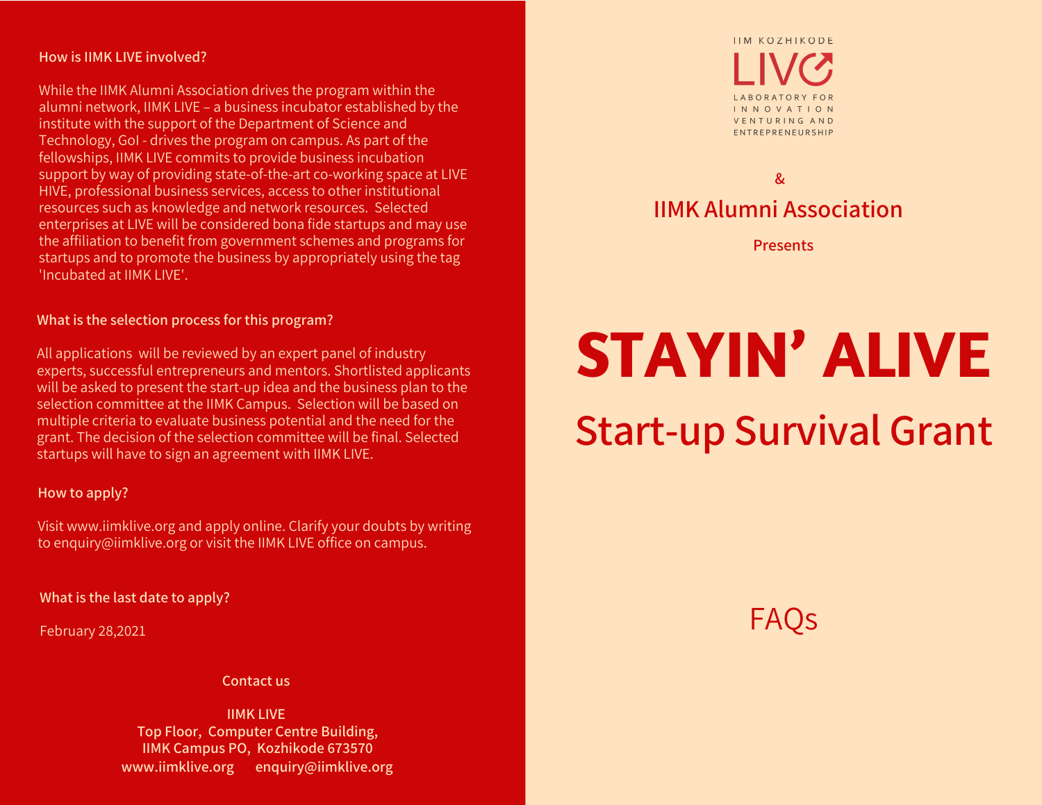### How is IIMK LIVE involved?

While the IIMK Alumni Association drives the program within the alumni network, IIMK LIVE – a business incubator established by the institute with the support of the Department of Science and Technology, GoI - drives the program on campus. As part of the fellowships, IIMK LIVE commits to provide business incubation support by way of providing state-of-the-art co-working space at LIVE HIVE, professional business services, access to other institutional resources such as knowledge and network resources. Selected enterprises at LIVE will be considered bona fide startups and may use the affiliation to benefit from government schemes and programs for startups and to promote the business by appropriately using the tag 'Incubated at IIMK LIVE'.

### What is the selection process for this program?

All applications will be reviewed by an expert panel of industry experts, successful entrepreneurs and mentors. Shortlisted applicants will be asked to present the start-up idea and the business plan to the selection committee at the IIMK Campus. Selection will be based on multiple criteria to evaluate business potential and the need for the grant. The decision of the selection committee will be final. Selected startups will have to sign an agreement with IIMK LIVE.

### How to apply?

Visit www.iimklive.org and apply online. Clarify your doubts by writing to enquiry@iimklive.org or visit the IIMK LIVE office on campus.

### What is the last date to apply?

February 28,2021

### Contact us

**IIMK LIVE**
**Top Floor, Computer Centre Building,**
**IIMK Campus PO, Kozhikode 673570**
**www.iimklive.org enquiry@iimklive.org**

IIM KOZHIKODE
LIVE
LABORATORY FOR INNOVATION VENTURING AND ENTREPRENEURSHIP

&

IIMK Alumni Association

Presents

# STAYIN' ALIVE

## Start-up Survival Grant

FAQs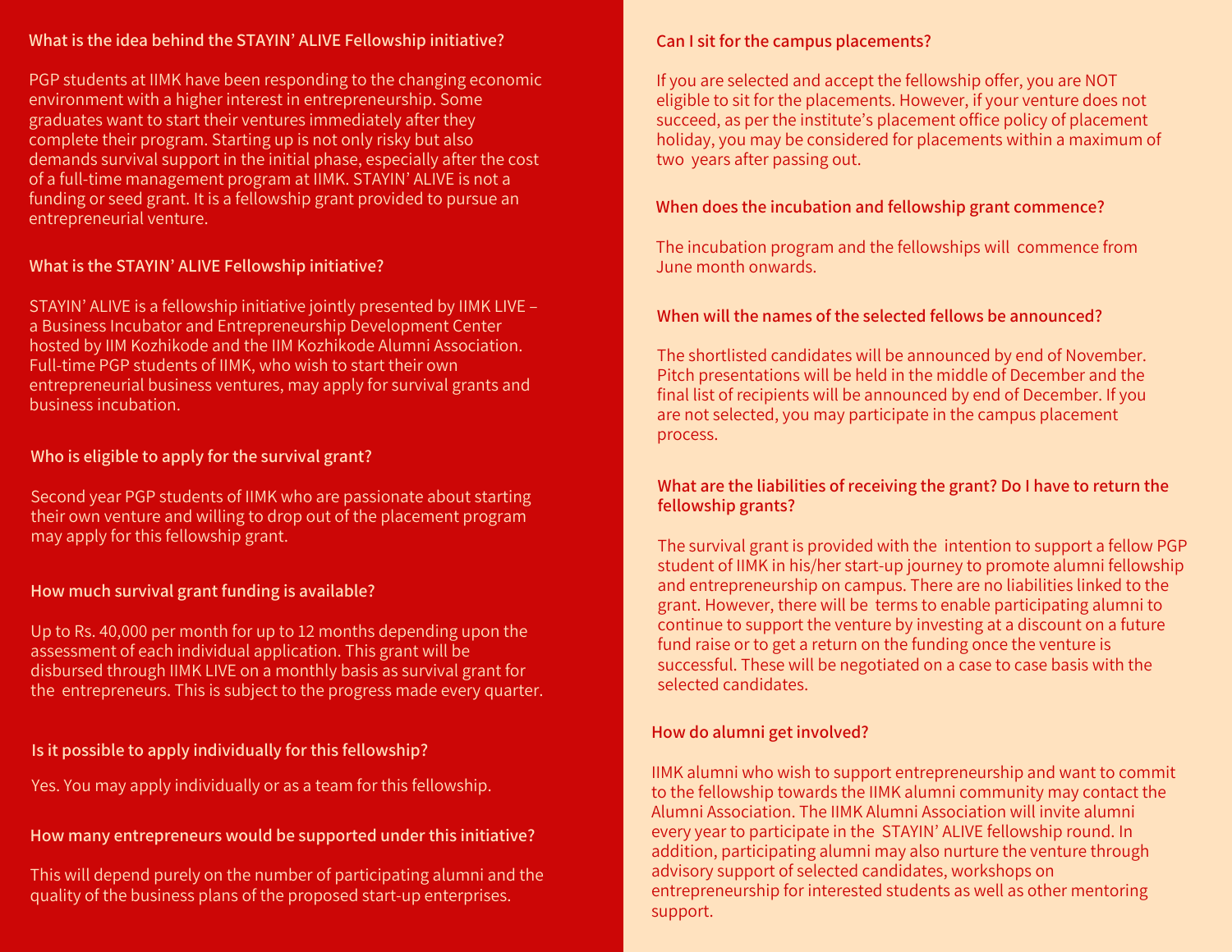### What is the idea behind the STAYIN' ALIVE Fellowship initiative?

PGP students at IIMK have been responding to the changing economic environment with a higher interest in entrepreneurship. Some graduates want to start their ventures immediately after they complete their program. Starting up is not only risky but also demands survival support in the initial phase, especially after the cost of a full-time management program at IIMK. STAYIN' ALIVE is not a funding or seed grant. It is a fellowship grant provided to pursue an entrepreneurial venture.

### What is the STAYIN' ALIVE Fellowship initiative?

STAYIN' ALIVE is a fellowship initiative jointly presented by IIMK LIVE – a Business Incubator and Entrepreneurship Development Center hosted by IIM Kozhikode and the IIM Kozhikode Alumni Association. Full-time PGP students of IIMK, who wish to start their own entrepreneurial business ventures, may apply for survival grants and business incubation.

### Who is eligible to apply for the survival grant?

Second year PGP students of IIMK who are passionate about starting their own venture and willing to drop out of the placement program may apply for this fellowship grant.

### How much survival grant funding is available?

Up to Rs. 40,000 per month for up to 12 months depending upon the assessment of each individual application. This grant will be disbursed through IIMK LIVE on a monthly basis as survival grant for the entrepreneurs. This is subject to the progress made every quarter.

### Is it possible to apply individually for this fellowship?

Yes. You may apply individually or as a team for this fellowship.

### How many entrepreneurs would be supported under this initiative?

This will depend purely on the number of participating alumni and the quality of the business plans of the proposed start-up enterprises.

### Can I sit for the campus placements?

If you are selected and accept the fellowship offer, you are NOT eligible to sit for the placements. However, if your venture does not succeed, as per the institute's placement office policy of placement holiday, you may be considered for placements within a maximum of two years after passing out.

### When does the incubation and fellowship grant commence?

The incubation program and the fellowships will commence from June month onwards.

### When will the names of the selected fellows be announced?

The shortlisted candidates will be announced by end of November. Pitch presentations will be held in the middle of December and the final list of recipients will be announced by end of December. If you are not selected, you may participate in the campus placement process.

### What are the liabilities of receiving the grant? Do I have to return the fellowship grants?

The survival grant is provided with the intention to support a fellow PGP student of IIMK in his/her start-up journey to promote alumni fellowship and entrepreneurship on campus. There are no liabilities linked to the grant. However, there will be terms to enable participating alumni to continue to support the venture by investing at a discount on a future fund raise or to get a return on the funding once the venture is successful. These will be negotiated on a case to case basis with the selected candidates.

### How do alumni get involved?

IIMK alumni who wish to support entrepreneurship and want to commit to the fellowship towards the IIMK alumni community may contact the Alumni Association. The IIMK Alumni Association will invite alumni every year to participate in the STAYIN' ALIVE fellowship round. In addition, participating alumni may also nurture the venture through advisory support of selected candidates, workshops on entrepreneurship for interested students as well as other mentoring support.